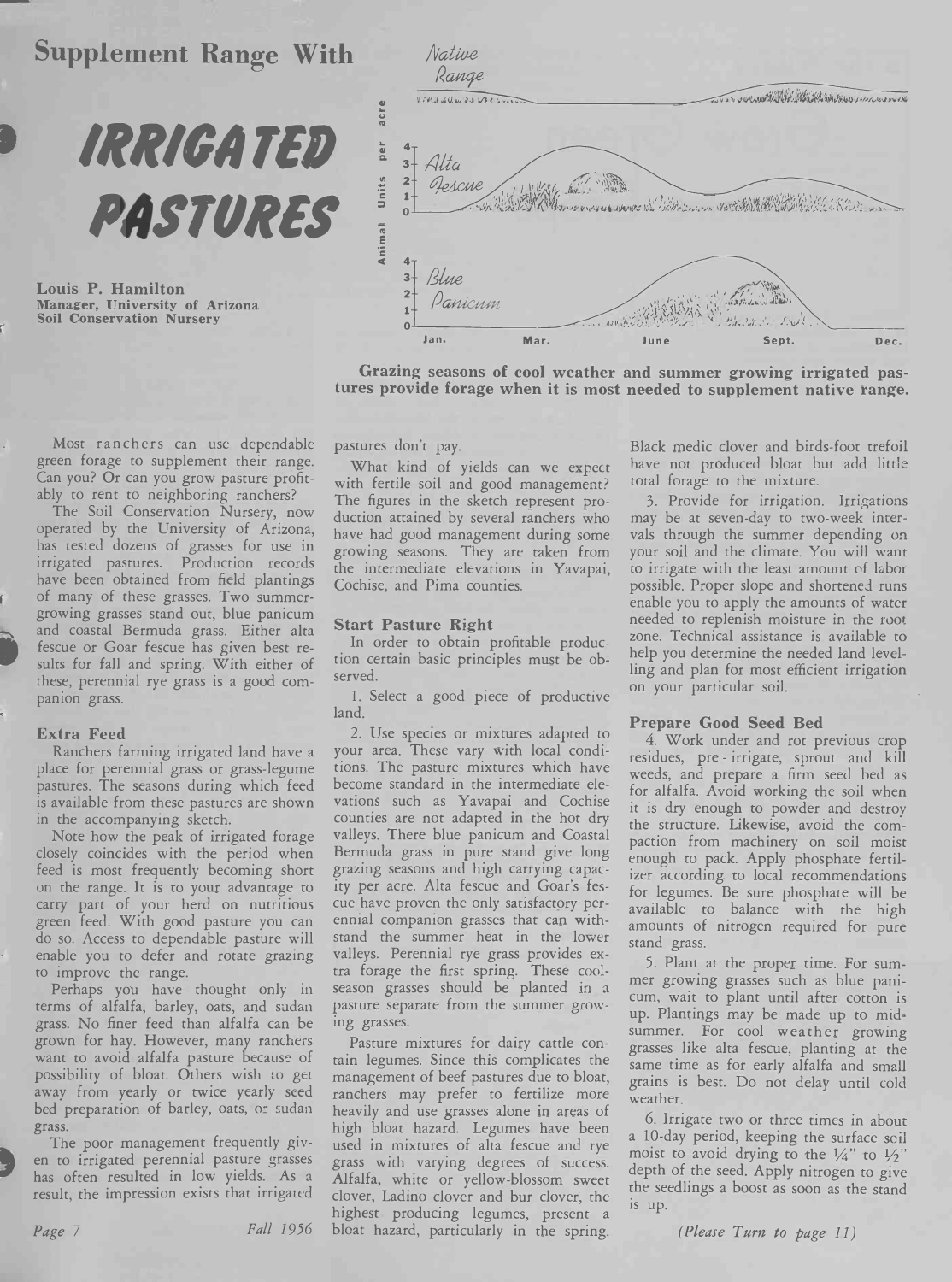# Supplement Range With

# IRRIGATED PASTURES

**Louis P. Hamilton**
**Manager, University of Arizona Soil Conservation Nursery**

**Grazing seasons of cool weather and summer growing irrigated pastures provide forage when it is most needed to supplement native range.**

Most ranchers can use dependable green forage to supplement their range. Can you? Or can you grow pasture profitably to rent to neighboring ranchers?

The Soil Conservation Nursery, now operated by the University of Arizona, has tested dozens of grasses for use in irrigated pastures. Production records have been obtained from field plantings of many of these grasses. Two summer-growing grasses stand out, blue panicum and coastal Bermuda grass. Either alta fescue or Goar fescue has given best results for fall and spring. With either of these, perennial rye grass is a good companion grass.

### Extra Feed

Ranchers farming irrigated land have a place for perennial grass or grass-legume pastures. The seasons during which feed is available from these pastures are shown in the accompanying sketch.

Note how the peak of irrigated forage closely coincides with the period when feed is most frequently becoming short on the range. It is to your advantage to carry part of your herd on nutritious green feed. With good pasture you can do so. Access to dependable pasture will enable you to defer and rotate grazing to improve the range.

Perhaps you have thought only in terms of alfalfa, barley, oats, and sudan grass. No finer feed than alfalfa can be grown for hay. However, many ranchers want to avoid alfalfa pasture because of possibility of bloat. Others wish to get away from yearly or twice yearly seed bed preparation of barley, oats, or sudan grass.

The poor management frequently given to irrigated perennial pasture grasses has often resulted in low yields. As a result, the impression exists that irrigated pastures don't pay.

What kind of yields can we expect with fertile soil and good management? The figures in the sketch represent production attained by several ranchers who have had good management during some growing seasons. They are taken from the intermediate elevations in Yavapai, Cochise, and Pima counties.

### Start Pasture Right

In order to obtain profitable production certain basic principles must be observed.

1. Select a good piece of productive land.

2. Use species or mixtures adapted to your area. These vary with local conditions. The pasture mixtures which have become standard in the intermediate elevations such as Yavapai and Cochise counties are not adapted in the hot dry valleys. There blue panicum and Coastal Bermuda grass in pure stand give long grazing seasons and high carrying capacity per acre. Alta fescue and Goar's fescue have proven the only satisfactory perennial companion grasses that can withstand the summer heat in the lower valleys. Perennial rye grass provides extra forage the first spring. These cool-season grasses should be planted in a pasture separate from the summer growing grasses.

Pasture mixtures for dairy cattle contain legumes. Since this complicates the management of beef pastures due to bloat, ranchers may prefer to fertilize more heavily and use grasses alone in areas of high bloat hazard. Legumes have been used in mixtures of alta fescue and rye grass with varying degrees of success. Alfalfa, white or yellow-blossom sweet clover, Ladino clover and bur clover, the highest producing legumes, present a bloat hazard, particularly in the spring. Black medic clover and birds-foot trefoil have not produced bloat but add little total forage to the mixture.

3. Provide for irrigation. Irrigations may be at seven-day to two-week intervals through the summer depending on your soil and the climate. You will want to irrigate with the least amount of labor possible. Proper slope and shortened runs enable you to apply the amounts of water needed to replenish moisture in the root zone. Technical assistance is available to help you determine the needed land levelling and plan for most efficient irrigation on your particular soil.

### Prepare Good Seed Bed

4. Work under and rot previous crop residues, pre-irrigate, sprout and kill weeds, and prepare a firm seed bed as for alfalfa. Avoid working the soil when it is dry enough to powder and destroy the structure. Likewise, avoid the compaction from machinery on soil moist enough to pack. Apply phosphate fertilizer according to local recommendations for legumes. Be sure phosphate will be available to balance with the high amounts of nitrogen required for pure stand grass.

5. Plant at the proper time. For summer growing grasses such as blue panicum, wait to plant until after cotton is up. Plantings may be made up to midsummer. For cool weather growing grasses like alta fescue, planting at the same time as for early alfalfa and small grains is best. Do not delay until cold weather.

6. Irrigate two or three times in about a 10-day period, keeping the surface soil moist to avoid drying to the 1/4" to 1/2" depth of the seed. Apply nitrogen to give the seedlings a boost as soon as the stand is up.

*(Please Turn to page 11)*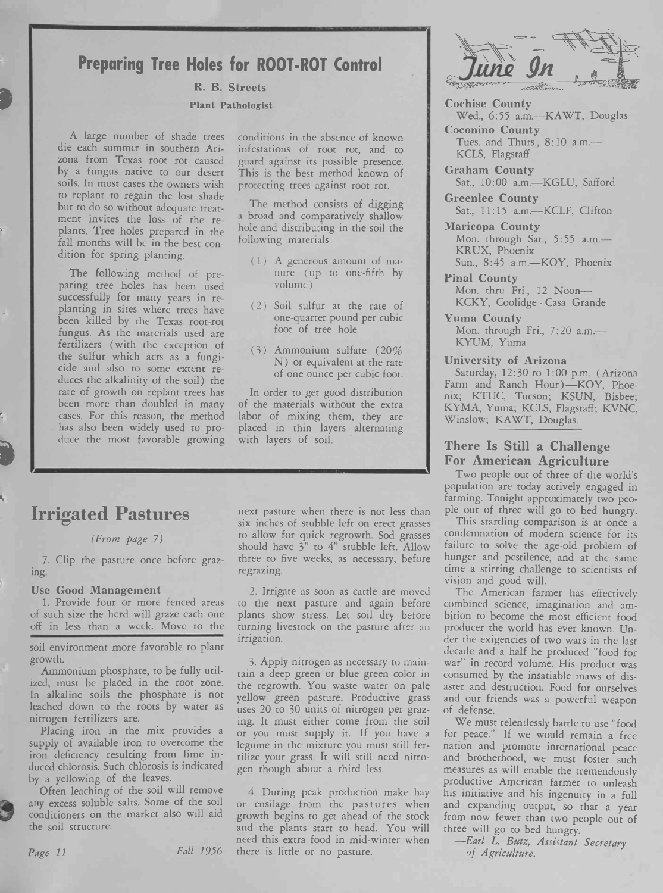## Preparing Tree Holes for ROOT-ROT Control

**R. B. Streets**

**Plant Pathologist**

A large number of shade trees die each summer in southern Arizona from Texas root rot caused by a fungus native to our desert soils. In most cases the owners wish to replant to regain the lost shade but to do so without adequate treatment invites the loss of the replants. Tree holes prepared in the fall months will be in the best condition for spring planting.

The following method of preparing tree holes has been used successfully for many years in replanting in sites where trees have been killed by the Texas root-rot fungus. As the materials used are fertilizers (with the exception of the sulfur which acts as a fungicide and also to some extent reduces the alkalinity of the soil) the rate of growth on replant trees has been more than doubled in many cases. For this reason, the method has also been widely used to produce the most favorable growing conditions in the absence of known infestations of root rot, and to guard against its possible presence. This is the best method known of protecting trees against root rot.

The method consists of digging a broad and comparatively shallow hole and distributing in the soil the following materials:

(1) A generous amount of manure (up to one-fifth by volume)

(2) Soil sulfur at the rate of one-quarter pound per cubic foot of tree hole

(3) Ammonium sulfate (20% N) or equivalent at the rate of one ounce per cubic foot.

In order to get good distribution of the materials without the extra labor of mixing them, they are placed in thin layers alternating with layers of soil.

# Irrigated Pastures

*(From page 7)*

7. Clip the pasture once before grazing.

### Use Good Management

1. Provide four or more fenced areas of such size the herd will graze each one off in less than a week. Move to the next pasture when there is not less than six inches of stubble left on erect grasses to allow for quick regrowth. Sod grasses should have 3" to 4" stubble left. Allow three to five weeks, as necessary, before regrazing.

2. Irrigate as soon as cattle are moved to the next pasture and again before plants show stress. Let soil dry before turning livestock on the pasture after an irrigation.

3. Apply nitrogen as necessary to maintain a deep green or blue green color in the regrowth. You waste water on pale yellow green pasture. Productive grass uses 20 to 30 units of nitrogen per grazing. It must either come from the soil or you must supply it. If you have a legume in the mixture you must still fertilize your grass. It will still need nitrogen though about a third less.

4. During peak production make hay or ensilage from the pastures when growth begins to get ahead of the stock and the plants start to head. You will need this extra food in mid-winter when there is little or no pasture.

---

soil environment more favorable to plant growth.

Ammonium phosphate, to be fully utilized, must be placed in the root zone. In alkaline soils the phosphate is not leached down to the roots by water as nitrogen fertilizers are.

Placing iron in the mix provides a supply of available iron to overcome the iron deficiency resulting from lime induced chlorosis. Such chlorosis is indicated by a yellowing of the leaves.

Often leaching of the soil will remove any excess soluble salts. Some of the soil conditioners on the market also will aid the soil structure.

## June In

**Cochise County**
Wed., 6:55 a.m.—KAWT, Douglas

**Coconino County**
Tues. and Thurs., 8:10 a.m.—KCLS, Flagstaff

**Graham County**
Sat., 10:00 a.m.—KGLU, Safford

**Greenlee County**
Sat., 11:15 a.m.—KCLF, Clifton

**Maricopa County**
Mon. through Sat., 5:55 a.m.—KRUX, Phoenix
Sun., 8:45 a.m.—KOY, Phoenix

**Pinal County**
Mon. thru Fri., 12 Noon—KCKY, Coolidge - Casa Grande

**Yuma County**
Mon. through Fri., 7:20 a.m.—KYUM, Yuma

**University of Arizona**
Saturday, 12:30 to 1:00 p.m. (Arizona Farm and Ranch Hour)—KOY, Phoenix; KTUC, Tucson; KSUN, Bisbee; KYMA, Yuma; KCLS, Flagstaff; KVNC, Winslow; KAWT, Douglas.

## There Is Still a Challenge For American Agriculture

Two people out of three of the world's population are today actively engaged in farming. Tonight approximately two people out of three will go to bed hungry.

This startling comparison is at once a condemnation of modern science for its failure to solve the age-old problem of hunger and pestilence, and at the same time a stirring challenge to scientists of vision and good will.

The American farmer has effectively combined science, imagination and ambition to become the most efficient food producer the world has ever known. Under the exigencies of two wars in the last decade and a half he produced "food for war" in record volume. His product was consumed by the insatiable maws of disaster and destruction. Food for ourselves and our friends was a powerful weapon of defense.

We must relentlessly battle to use "food for peace." If we would remain a free nation and promote international peace and brotherhood, we must foster such measures as will enable the tremendously productive American farmer to unleash his initiative and his ingenuity in a full and expanding output, so that a year from now fewer than two people out of three will go to bed hungry.

*—Earl L. Butz, Assistant Secretary of Agriculture.*